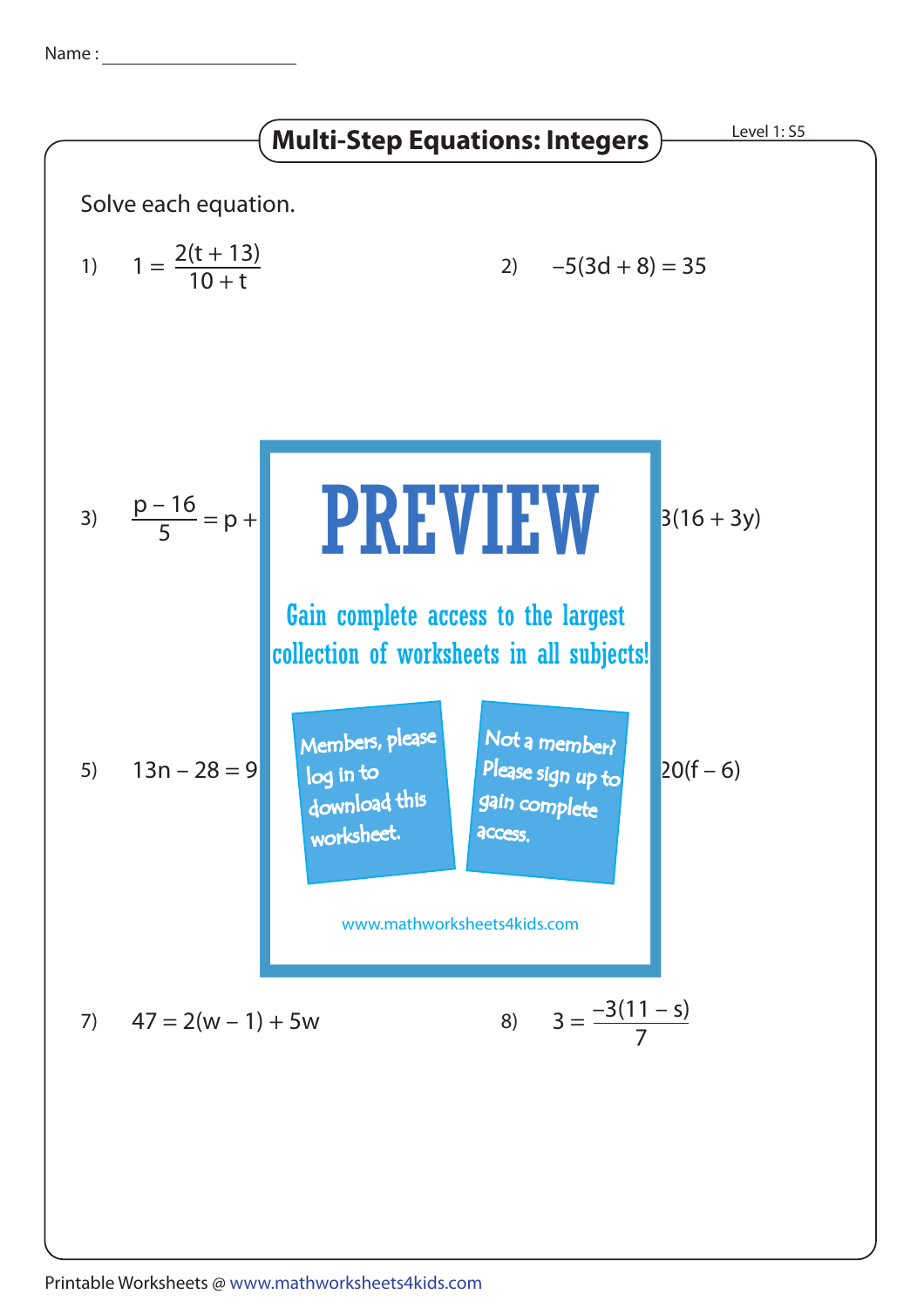Name : ____________________

# Multi-Step Equations: Integers

Level 1: S5

Solve each equation.

1) $1 = \dfrac{2(t + 13)}{10 + t}$

2) $-5(3d + 8) = 35$

3) $\dfrac{p - 16}{5} = p +$

3(16 + 3y)

## PREVIEW

Gain complete access to the largest collection of worksheets in all subjects!

Members, please log in to download this worksheet.

Not a member? Please sign up to gain complete access.

www.mathworksheets4kids.com

5) $13n - 28 = 9$

20(f – 6)

7) $47 = 2(w - 1) + 5w$

8) $3 = \dfrac{-3(11 - s)}{7}$

Printable Worksheets @ www.mathworksheets4kids.com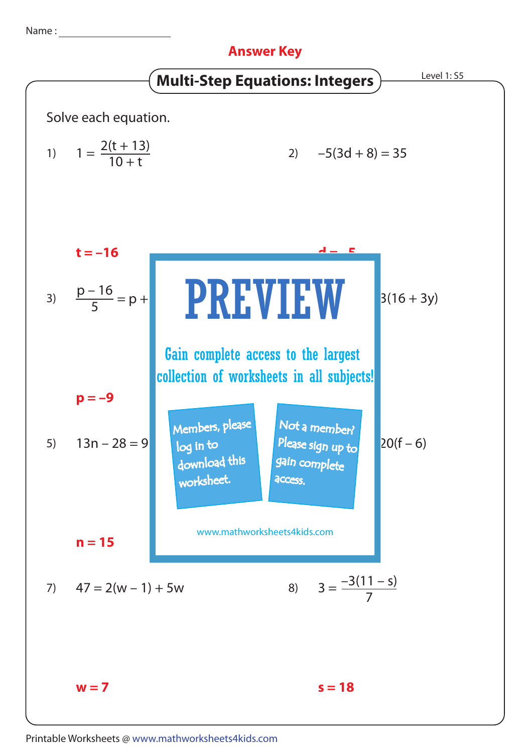Name : ____________________

**Answer Key**

# Multi-Step Equations: Integers

Level 1: S5

Solve each equation.

1) $1 = \dfrac{2(t + 13)}{10 + t}$

**$t = -16$**

2) $-5(3d + 8) = 35$

**$d = -5$**

3) $\dfrac{p - 16}{5} = p +$

**$p = -9$**

4) $3(16 + 3y)$

5) $13n - 28 = 9$

**$n = 15$**

6) $20(f - 6)$

PREVIEW

Gain complete access to the largest collection of worksheets in all subjects!

Members, please log in to download this worksheet.

Not a member? Please sign up to gain complete access.

www.mathworksheets4kids.com

7) $47 = 2(w - 1) + 5w$

**$w = 7$**

8) $3 = \dfrac{-3(11 - s)}{7}$

**$s = 18$**

Printable Worksheets @ www.mathworksheets4kids.com